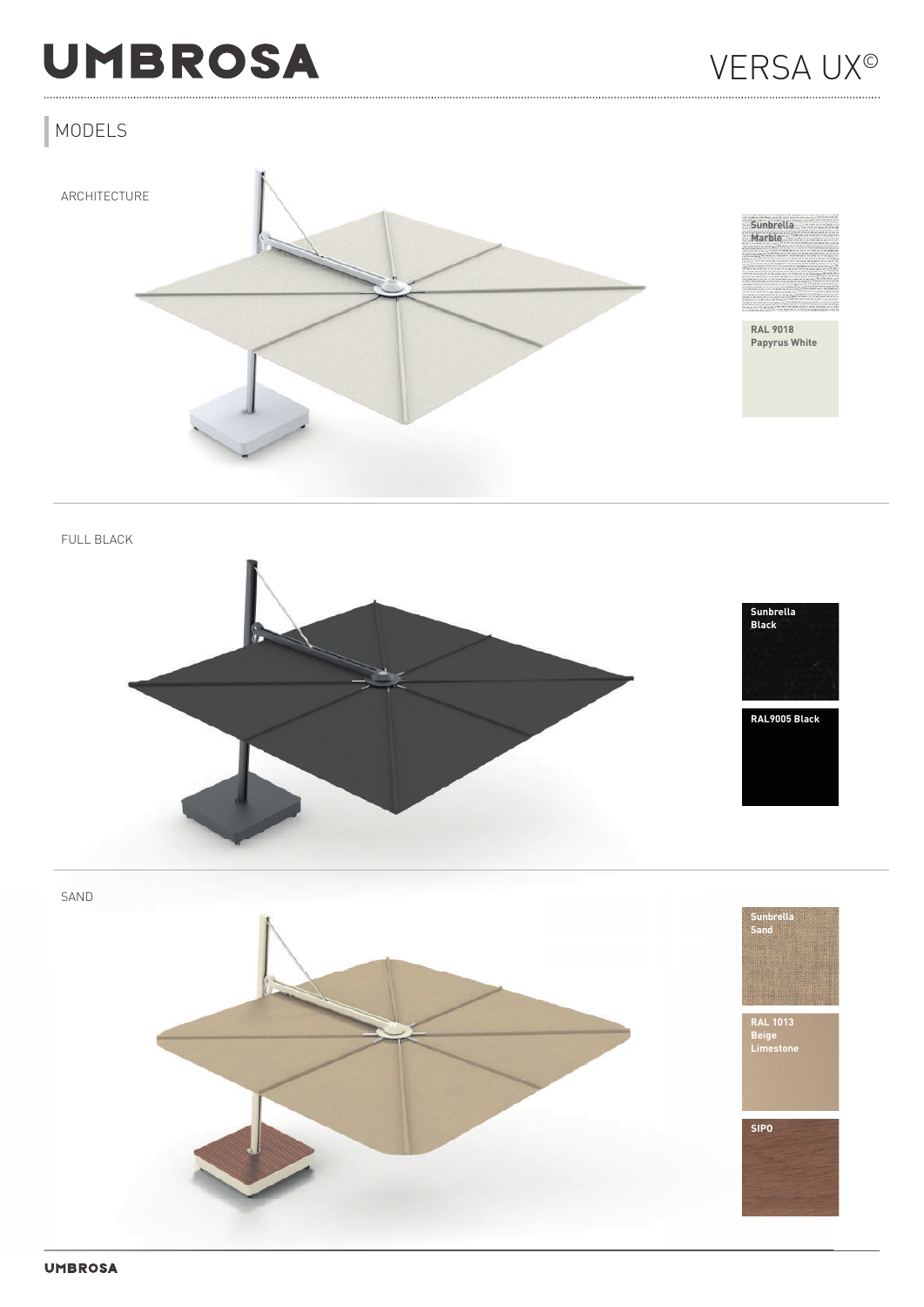# UMBROSA

# VERSA UX©

## MODELS

### ARCHITECTURE

Sunbrella Marble

RAL 9018 Papyrus White

### FULL BLACK

Sunbrella Black

RAL9005 Black

### SAND

Sunbrella Sand

RAL 1013 Beige Limestone

SIPO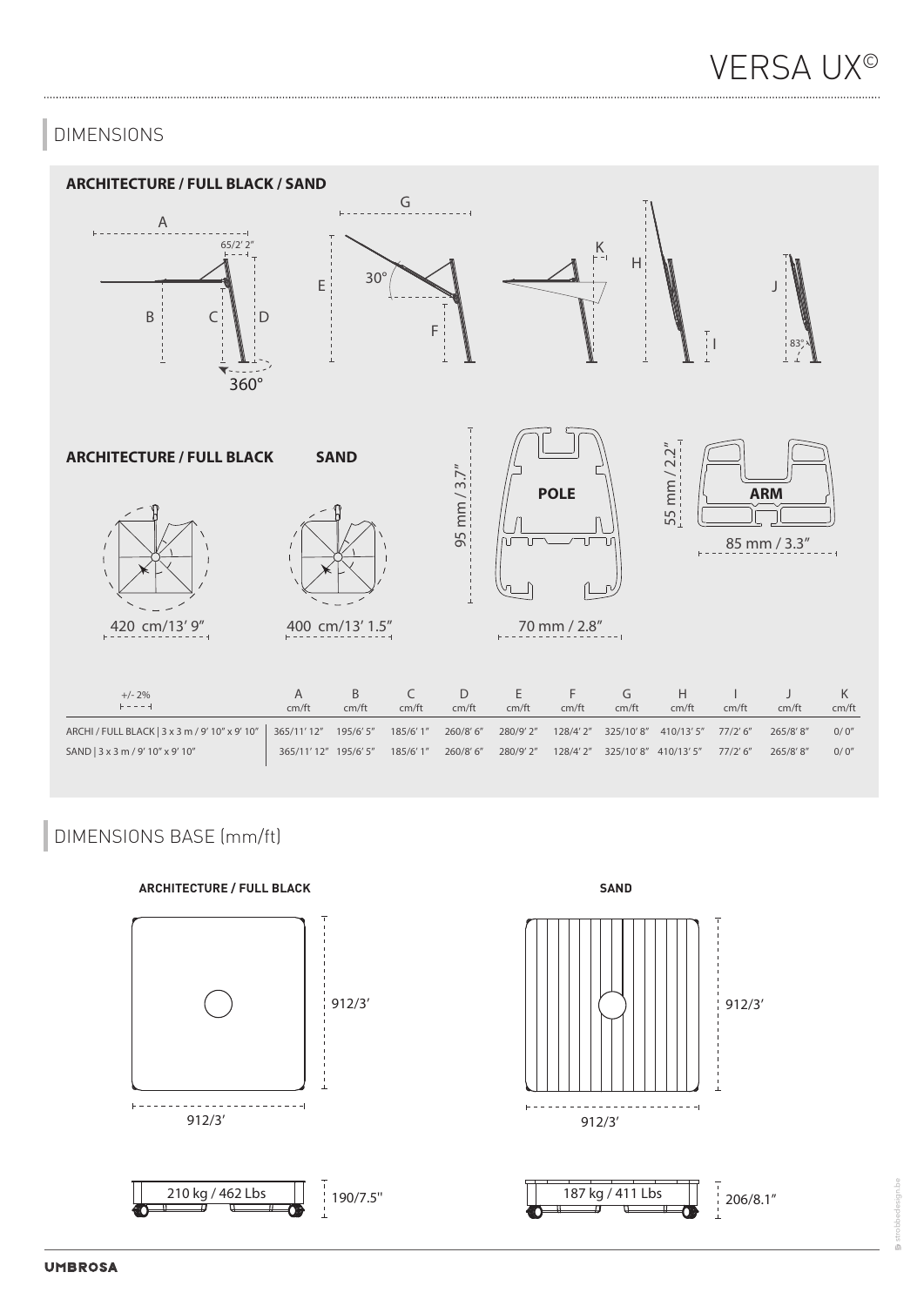# VERSA UX©

## DIMENSIONS

**ARCHITECTURE / FULL BLACK / SAND**

A, 65/2' 2", B, C, D, 360°, G, E, 30°, F, K, H, I, J, 83°

**ARCHITECTURE / FULL BLACK** — 420 cm/13' 9"

**SAND** — 400 cm/13' 1.5"

**POLE** — 95 mm / 3.7" — 70 mm / 2.8"

**ARM** — 55 mm / 2.2" — 85 mm / 3.3"

| +/- 2% | A cm/ft | B cm/ft | C cm/ft | D cm/ft | E cm/ft | F cm/ft | G cm/ft | H cm/ft | I cm/ft | J cm/ft | K cm/ft |
|---|---|---|---|---|---|---|---|---|---|---|---|
| ARCHI / FULL BLACK \| 3 x 3 m / 9' 10" x 9' 10" | 365/11' 12" | 195/6' 5" | 185/6' 1" | 260/8' 6" | 280/9' 2" | 128/4' 2" | 325/10' 8" | 410/13' 5" | 77/2' 6" | 265/8' 8" | 0/ 0" |
| SAND \| 3 x 3 m / 9' 10" x 9' 10" | 365/11' 12" | 195/6' 5" | 185/6' 1" | 260/8' 6" | 280/9' 2" | 128/4' 2" | 325/10' 8" | 410/13' 5" | 77/2' 6" | 265/8' 8" | 0/ 0" |

## DIMENSIONS BASE (mm/ft)

**ARCHITECTURE / FULL BLACK**

912/3' x 912/3'

210 kg / 462 Lbs — 190/7.5''

**SAND**

912/3' x 912/3'

187 kg / 411 Lbs — 206/8.1"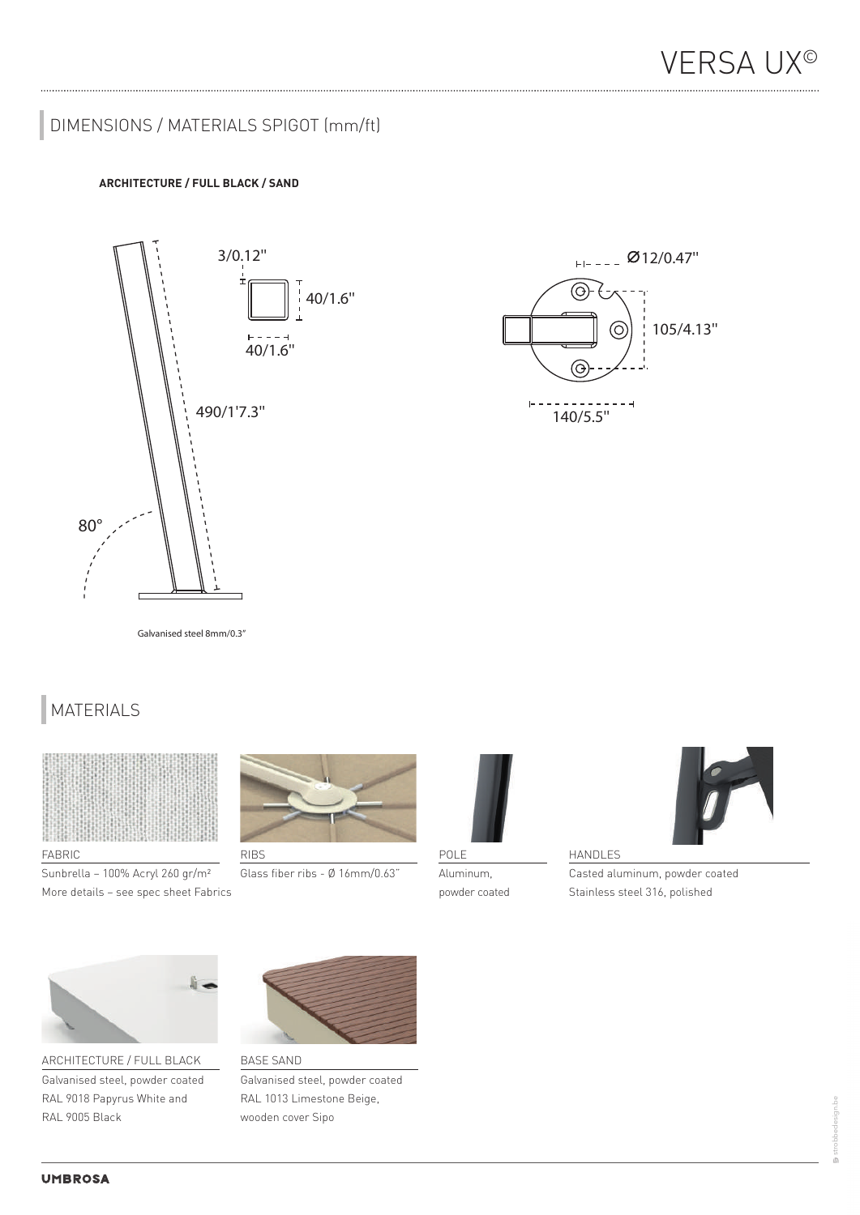# VERSA UX©

## DIMENSIONS / MATERIALS SPIGOT (mm/ft)

**ARCHITECTURE / FULL BLACK / SAND**

3/0.12"

40/1.6"

40/1.6"

490/1'7.3"

80°

Galvanised steel 8mm/0.3"

Ø12/0.47"

105/4.13"

140/5.5"

## MATERIALS

FABRIC
Sunbrella – 100% Acryl 260 gr/m²
More details – see spec sheet Fabrics

RIBS
Glass fiber ribs - Ø 16mm/0.63"

POLE
Aluminum,
powder coated

HANDLES
Casted aluminum, powder coated
Stainless steel 316, polished

ARCHITECTURE / FULL BLACK
Galvanised steel, powder coated
RAL 9018 Papyrus White and
RAL 9005 Black

BASE SAND
Galvanised steel, powder coated
RAL 1013 Limestone Beige,
wooden cover Sipo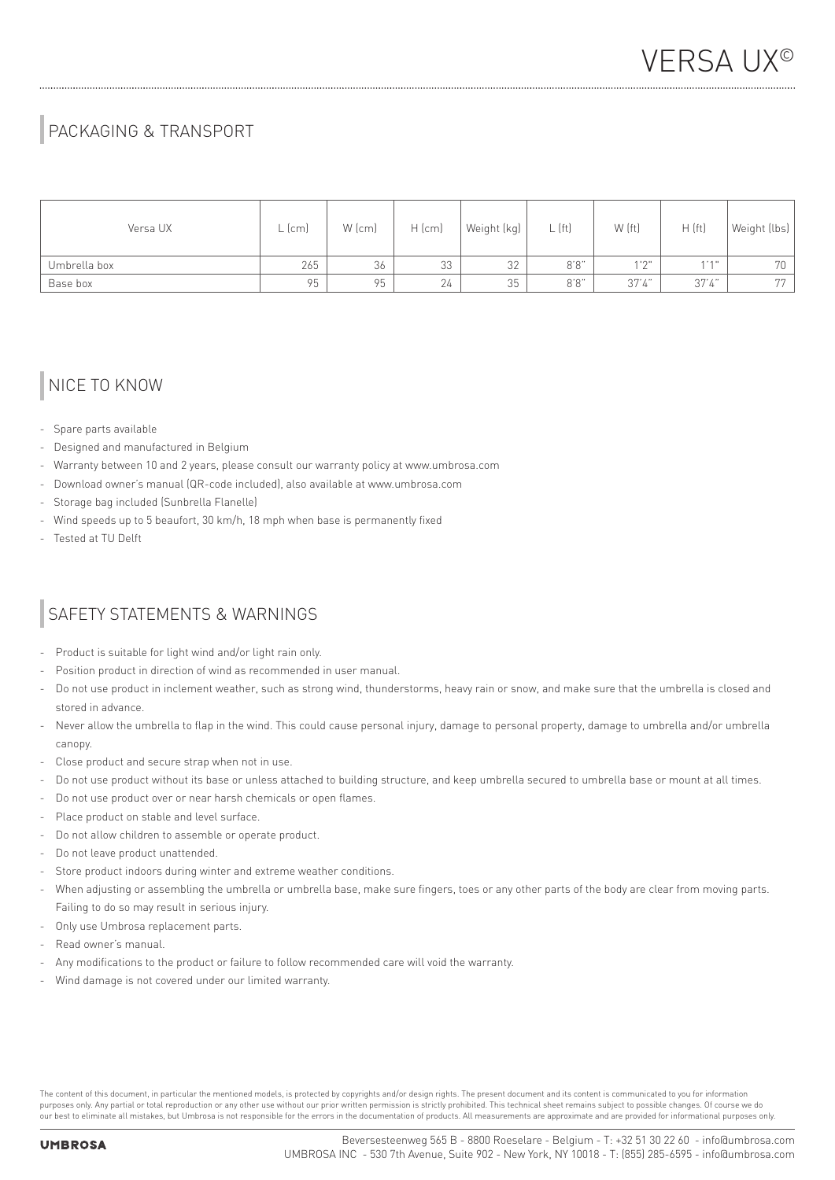# VERSA UX©

## PACKAGING & TRANSPORT

| Versa UX | L (cm) | W (cm) | H (cm) | Weight (kg) | L (ft) | W (ft) | H (ft) | Weight (lbs) |
|---|---|---|---|---|---|---|---|---|
| Umbrella box | 265 | 36 | 33 | 32 | 8'8" | 1'2" | 1'1" | 70 |
| Base box | 95 | 95 | 24 | 35 | 8'8" | 37'4" | 37'4" | 77 |

## NICE TO KNOW

- Spare parts available
- Designed and manufactured in Belgium
- Warranty between 10 and 2 years, please consult our warranty policy at www.umbrosa.com
- Download owner's manual (QR-code included), also available at www.umbrosa.com
- Storage bag included (Sunbrella Flanelle)
- Wind speeds up to 5 beaufort, 30 km/h, 18 mph when base is permanently fixed
- Tested at TU Delft

## SAFETY STATEMENTS & WARNINGS

- Product is suitable for light wind and/or light rain only.
- Position product in direction of wind as recommended in user manual.
- Do not use product in inclement weather, such as strong wind, thunderstorms, heavy rain or snow, and make sure that the umbrella is closed and stored in advance.
- Never allow the umbrella to flap in the wind. This could cause personal injury, damage to personal property, damage to umbrella and/or umbrella canopy.
- Close product and secure strap when not in use.
- Do not use product without its base or unless attached to building structure, and keep umbrella secured to umbrella base or mount at all times.
- Do not use product over or near harsh chemicals or open flames.
- Place product on stable and level surface.
- Do not allow children to assemble or operate product.
- Do not leave product unattended.
- Store product indoors during winter and extreme weather conditions.
- When adjusting or assembling the umbrella or umbrella base, make sure fingers, toes or any other parts of the body are clear from moving parts. Failing to do so may result in serious injury.
- Only use Umbrosa replacement parts.
- Read owner's manual.
- Any modifications to the product or failure to follow recommended care will void the warranty.
- Wind damage is not covered under our limited warranty.

The content of this document, in particular the mentioned models, is protected by copyrights and/or design rights. The present document and its content is communicated to you for information purposes only. Any partial or total reproduction or any other use without our prior written permission is strictly prohibited. This technical sheet remains subject to possible changes. Of course we do our best to eliminate all mistakes, but Umbrosa is not responsible for the errors in the documentation of products. All measurements are approximate and are provided for informational purposes only.

UMBROSA

Beversesteenweg 565 B - 8800 Roeselare - Belgium - T: +32 51 30 22 60 - info@umbrosa.com
UMBROSA INC - 530 7th Avenue, Suite 902 - New York, NY 10018 - T: (855) 285-6595 - info@umbrosa.com